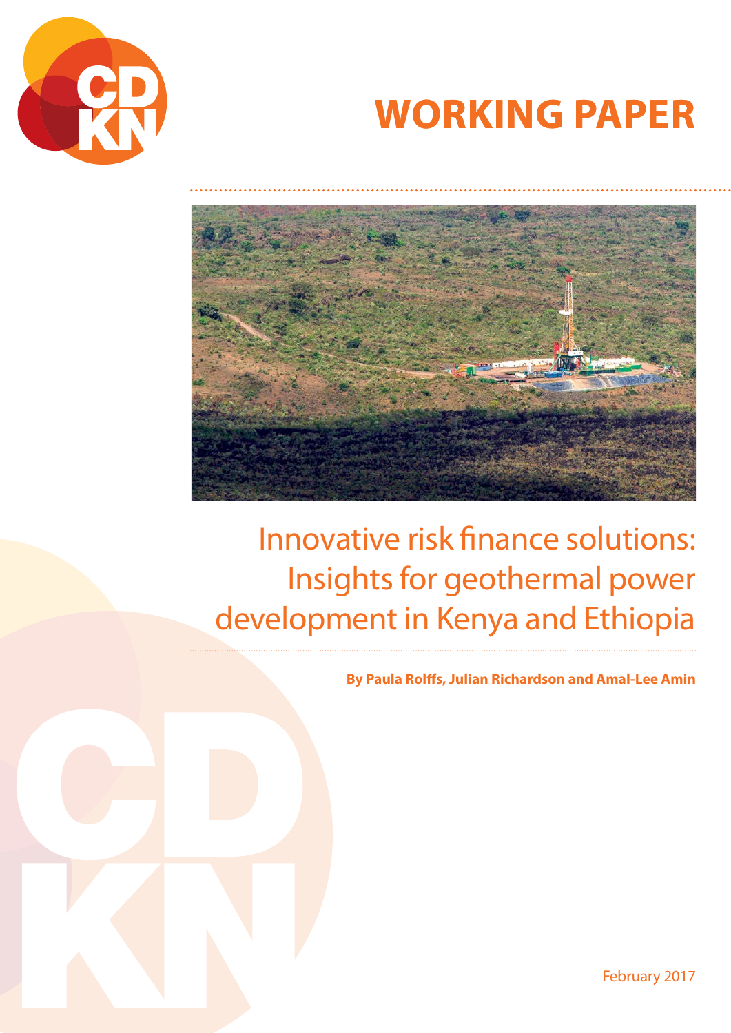**WORKING PAPER**

# Innovative risk finance solutions: Insights for geothermal power development in Kenya and Ethiopia

**By Paula Rolffs, Julian Richardson and Amal-Lee Amin**

February 2017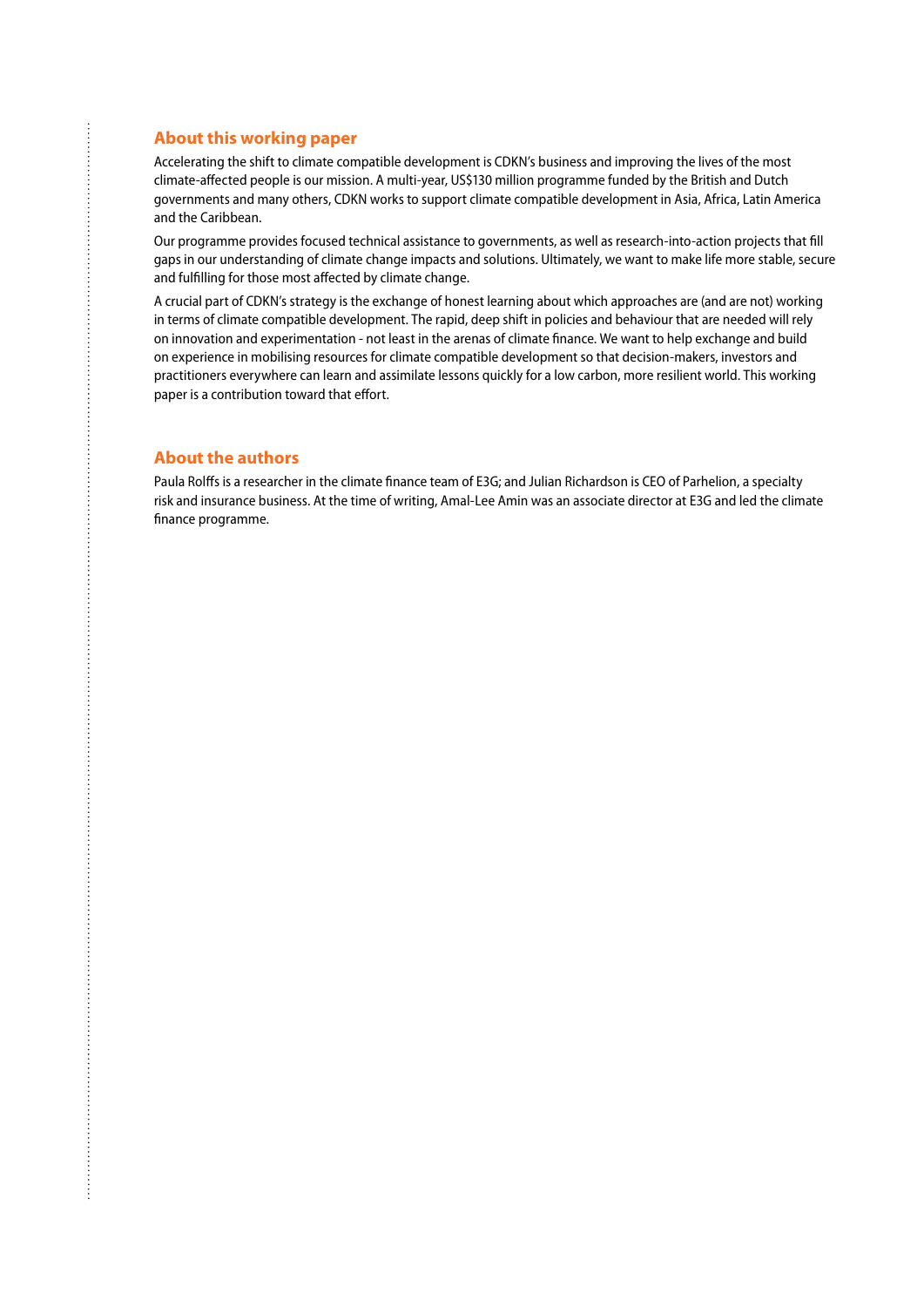## About this working paper

Accelerating the shift to climate compatible development is CDKN's business and improving the lives of the most climate-affected people is our mission. A multi-year, US$130 million programme funded by the British and Dutch governments and many others, CDKN works to support climate compatible development in Asia, Africa, Latin America and the Caribbean.

Our programme provides focused technical assistance to governments, as well as research-into-action projects that fill gaps in our understanding of climate change impacts and solutions. Ultimately, we want to make life more stable, secure and fulfilling for those most affected by climate change.

A crucial part of CDKN's strategy is the exchange of honest learning about which approaches are (and are not) working in terms of climate compatible development. The rapid, deep shift in policies and behaviour that are needed will rely on innovation and experimentation - not least in the arenas of climate finance. We want to help exchange and build on experience in mobilising resources for climate compatible development so that decision-makers, investors and practitioners everywhere can learn and assimilate lessons quickly for a low carbon, more resilient world. This working paper is a contribution toward that effort.

## About the authors

Paula Rolffs is a researcher in the climate finance team of E3G; and Julian Richardson is CEO of Parhelion, a specialty risk and insurance business. At the time of writing, Amal-Lee Amin was an associate director at E3G and led the climate finance programme.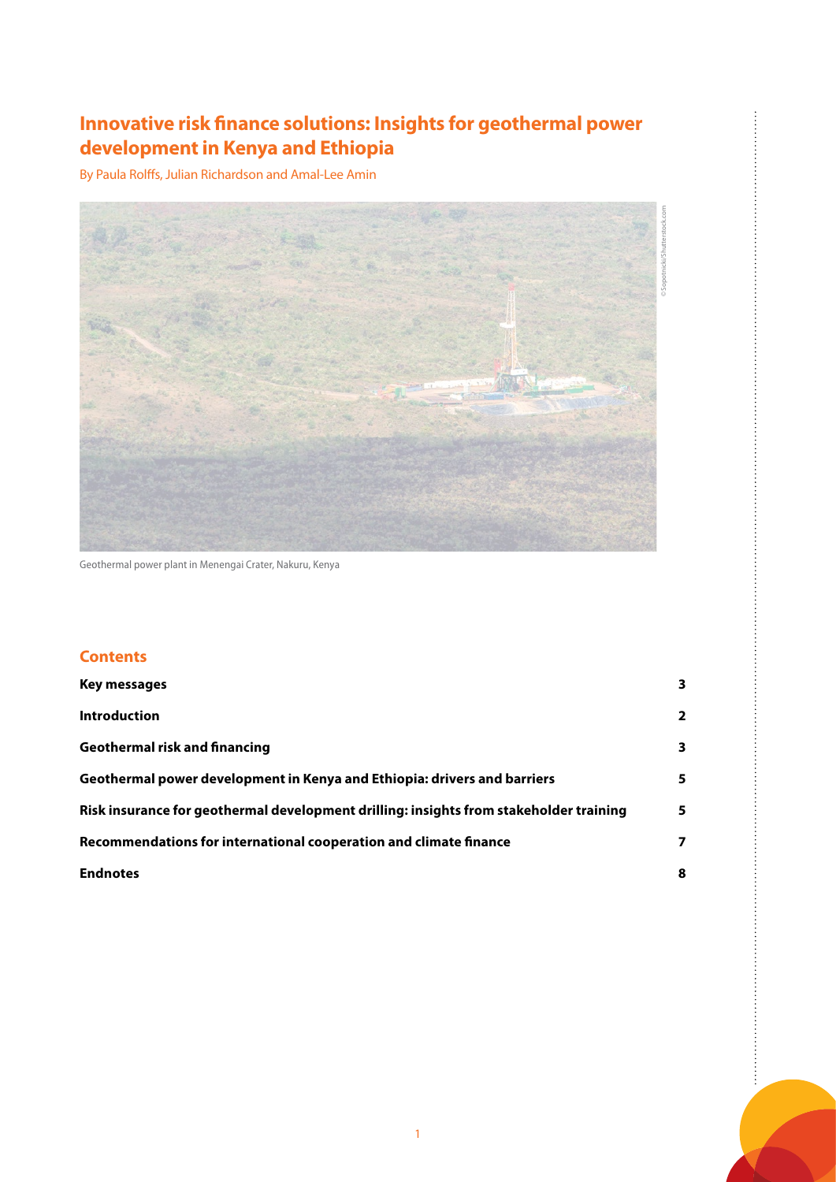# Innovative risk finance solutions: Insights for geothermal power development in Kenya and Ethiopia

By Paula Rolffs, Julian Richardson and Amal-Lee Amin

Geothermal power plant in Menengai Crater, Nakuru, Kenya

## Contents

| | |
|---|---|
| **Key messages** | **3** |
| **Introduction** | **2** |
| **Geothermal risk and financing** | **3** |
| **Geothermal power development in Kenya and Ethiopia: drivers and barriers** | **5** |
| **Risk insurance for geothermal development drilling: insights from stakeholder training** | **5** |
| **Recommendations for international cooperation and climate finance** | **7** |
| **Endnotes** | **8** |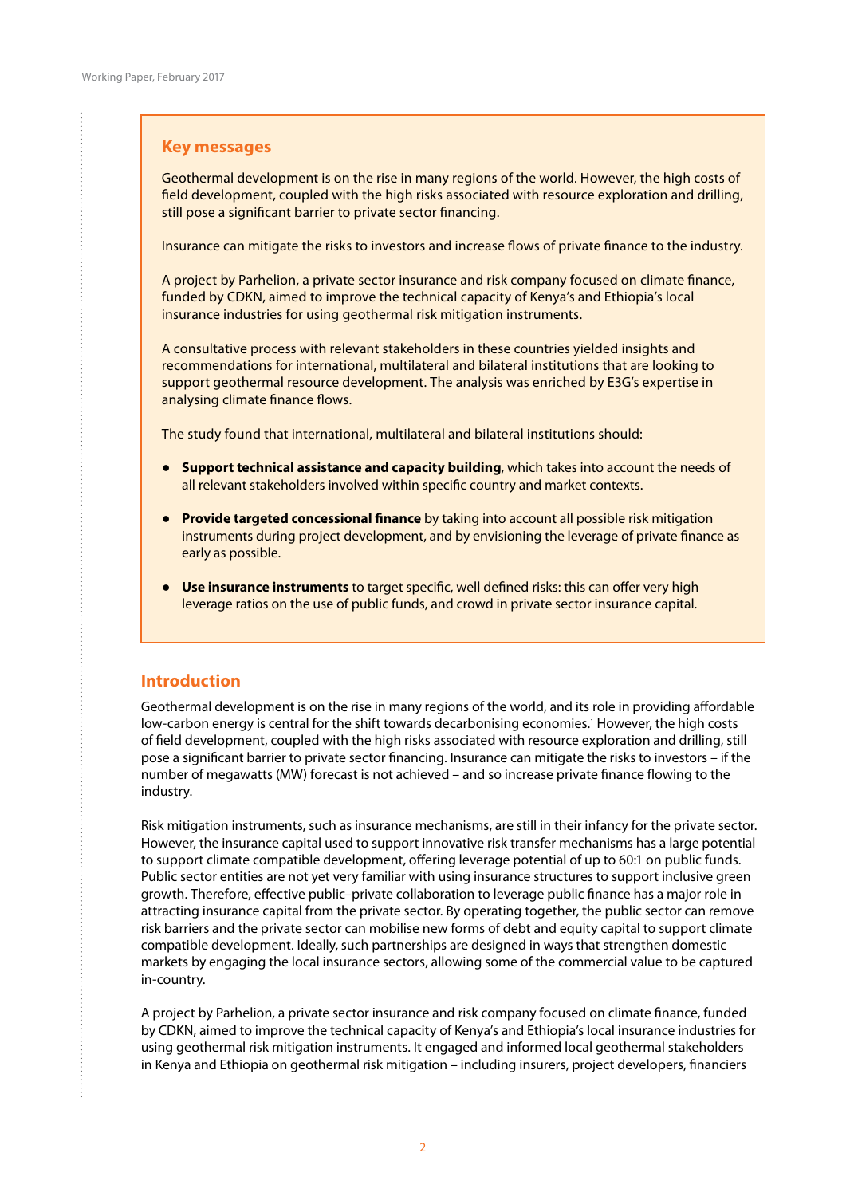## Key messages

Geothermal development is on the rise in many regions of the world. However, the high costs of field development, coupled with the high risks associated with resource exploration and drilling, still pose a significant barrier to private sector financing.

Insurance can mitigate the risks to investors and increase flows of private finance to the industry.

A project by Parhelion, a private sector insurance and risk company focused on climate finance, funded by CDKN, aimed to improve the technical capacity of Kenya's and Ethiopia's local insurance industries for using geothermal risk mitigation instruments.

A consultative process with relevant stakeholders in these countries yielded insights and recommendations for international, multilateral and bilateral institutions that are looking to support geothermal resource development. The analysis was enriched by E3G's expertise in analysing climate finance flows.

The study found that international, multilateral and bilateral institutions should:

- **Support technical assistance and capacity building**, which takes into account the needs of all relevant stakeholders involved within specific country and market contexts.
- **Provide targeted concessional finance** by taking into account all possible risk mitigation instruments during project development, and by envisioning the leverage of private finance as early as possible.
- **Use insurance instruments** to target specific, well defined risks: this can offer very high leverage ratios on the use of public funds, and crowd in private sector insurance capital.

## Introduction

Geothermal development is on the rise in many regions of the world, and its role in providing affordable low-carbon energy is central for the shift towards decarbonising economies.[1] However, the high costs of field development, coupled with the high risks associated with resource exploration and drilling, still pose a significant barrier to private sector financing. Insurance can mitigate the risks to investors – if the number of megawatts (MW) forecast is not achieved – and so increase private finance flowing to the industry.

Risk mitigation instruments, such as insurance mechanisms, are still in their infancy for the private sector. However, the insurance capital used to support innovative risk transfer mechanisms has a large potential to support climate compatible development, offering leverage potential of up to 60:1 on public funds. Public sector entities are not yet very familiar with using insurance structures to support inclusive green growth. Therefore, effective public–private collaboration to leverage public finance has a major role in attracting insurance capital from the private sector. By operating together, the public sector can remove risk barriers and the private sector can mobilise new forms of debt and equity capital to support climate compatible development. Ideally, such partnerships are designed in ways that strengthen domestic markets by engaging the local insurance sectors, allowing some of the commercial value to be captured in-country.

A project by Parhelion, a private sector insurance and risk company focused on climate finance, funded by CDKN, aimed to improve the technical capacity of Kenya's and Ethiopia's local insurance industries for using geothermal risk mitigation instruments. It engaged and informed local geothermal stakeholders in Kenya and Ethiopia on geothermal risk mitigation – including insurers, project developers, financiers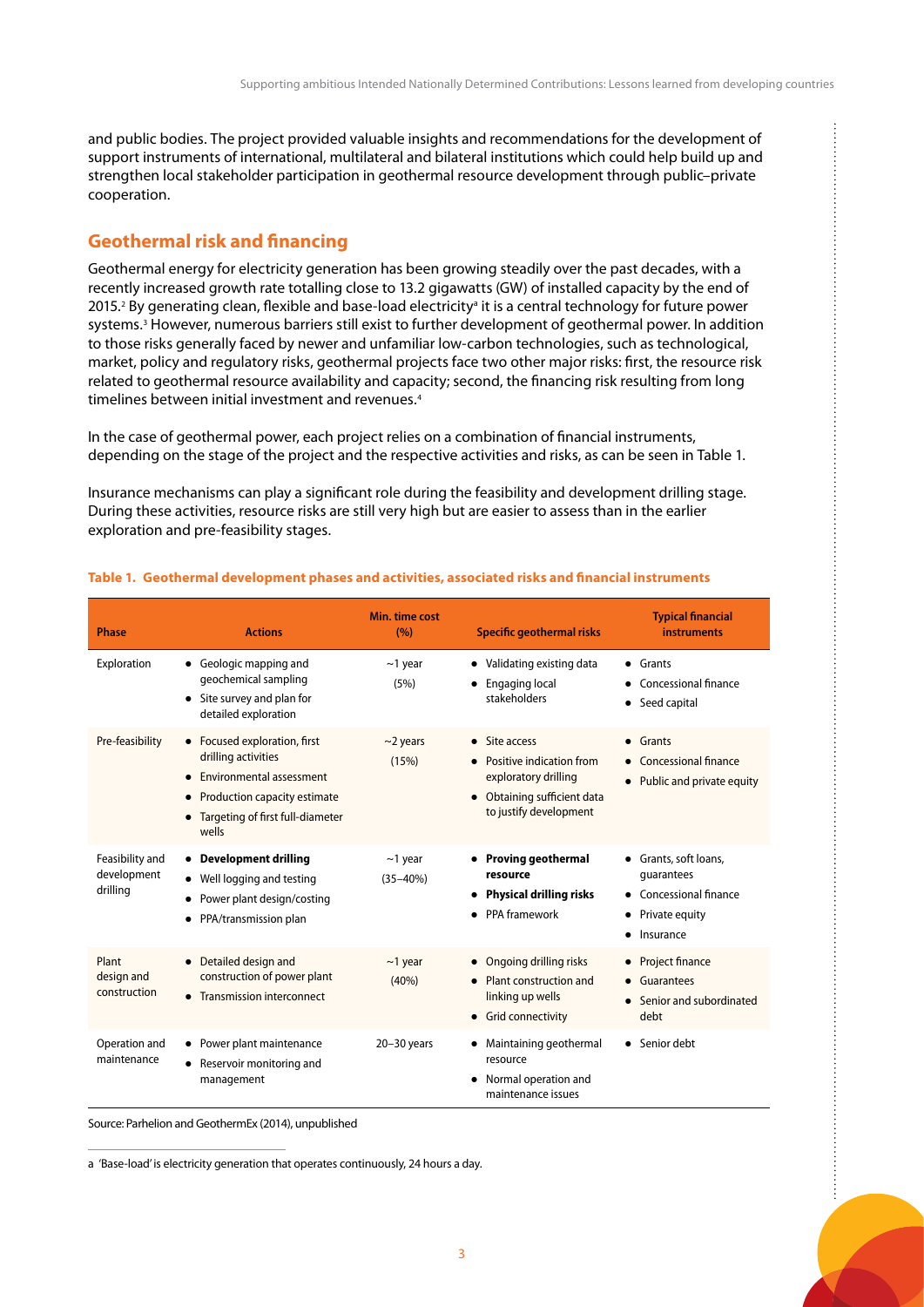and public bodies. The project provided valuable insights and recommendations for the development of support instruments of international, multilateral and bilateral institutions which could help build up and strengthen local stakeholder participation in geothermal resource development through public–private cooperation.

## Geothermal risk and financing

Geothermal energy for electricity generation has been growing steadily over the past decades, with a recently increased growth rate totalling close to 13.2 gigawatts (GW) of installed capacity by the end of 2015.[2] By generating clean, flexible and base-load electricity[a] it is a central technology for future power systems.[3] However, numerous barriers still exist to further development of geothermal power. In addition to those risks generally faced by newer and unfamiliar low-carbon technologies, such as technological, market, policy and regulatory risks, geothermal projects face two other major risks: first, the resource risk related to geothermal resource availability and capacity; second, the financing risk resulting from long timelines between initial investment and revenues.[4]

In the case of geothermal power, each project relies on a combination of financial instruments, depending on the stage of the project and the respective activities and risks, as can be seen in Table 1.

Insurance mechanisms can play a significant role during the feasibility and development drilling stage. During these activities, resource risks are still very high but are easier to assess than in the earlier exploration and pre-feasibility stages.

**Table 1. Geothermal development phases and activities, associated risks and financial instruments**

| Phase | Actions | Min. time cost (%) | Specific geothermal risks | Typical financial instruments |
|---|---|---|---|---|
| Exploration | • Geologic mapping and geochemical sampling<br>• Site survey and plan for detailed exploration | ~1 year (5%) | • Validating existing data<br>• Engaging local stakeholders | • Grants<br>• Concessional finance<br>• Seed capital |
| Pre-feasibility | • Focused exploration, first drilling activities<br>• Environmental assessment<br>• Production capacity estimate<br>• Targeting of first full-diameter wells | ~2 years (15%) | • Site access<br>• Positive indication from exploratory drilling<br>• Obtaining sufficient data to justify development | • Grants<br>• Concessional finance<br>• Public and private equity |
| Feasibility and development drilling | • **Development drilling**<br>• Well logging and testing<br>• Power plant design/costing<br>• PPA/transmission plan | ~1 year (35–40%) | • **Proving geothermal resource**<br>• **Physical drilling risks**<br>• PPA framework | • Grants, soft loans, guarantees<br>• Concessional finance<br>• Private equity<br>• Insurance |
| Plant design and construction | • Detailed design and construction of power plant<br>• Transmission interconnect | ~1 year (40%) | • Ongoing drilling risks<br>• Plant construction and linking up wells<br>• Grid connectivity | • Project finance<br>• Guarantees<br>• Senior and subordinated debt |
| Operation and maintenance | • Power plant maintenance<br>• Reservoir monitoring and management | 20–30 years | • Maintaining geothermal resource<br>• Normal operation and maintenance issues | • Senior debt |

Source: Parhelion and GeothermEx (2014), unpublished

a 'Base-load' is electricity generation that operates continuously, 24 hours a day.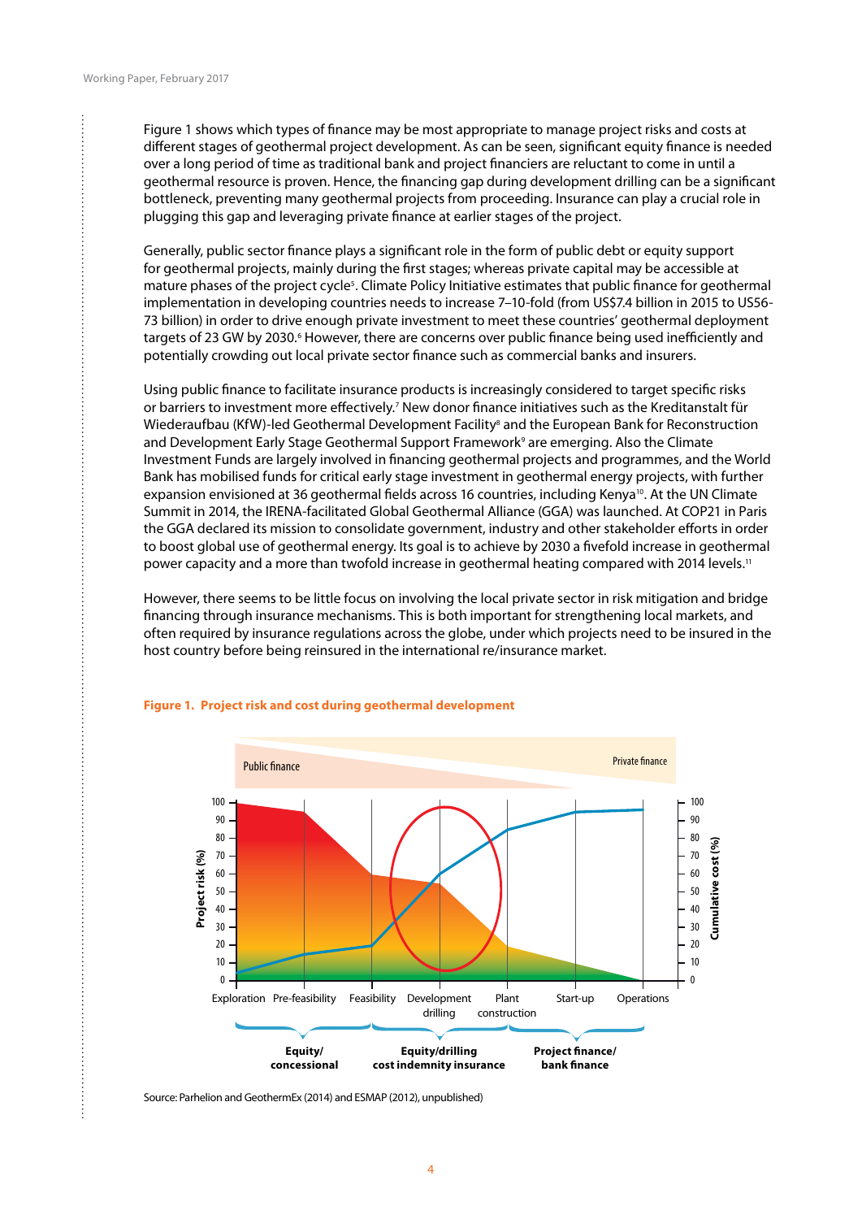Figure 1 shows which types of finance may be most appropriate to manage project risks and costs at different stages of geothermal project development. As can be seen, significant equity finance is needed over a long period of time as traditional bank and project financiers are reluctant to come in until a geothermal resource is proven. Hence, the financing gap during development drilling can be a significant bottleneck, preventing many geothermal projects from proceeding. Insurance can play a crucial role in plugging this gap and leveraging private finance at earlier stages of the project.

Generally, public sector finance plays a significant role in the form of public debt or equity support for geothermal projects, mainly during the first stages; whereas private capital may be accessible at mature phases of the project cycle[5]. Climate Policy Initiative estimates that public finance for geothermal implementation in developing countries needs to increase 7–10-fold (from US$7.4 billion in 2015 to US56-73 billion) in order to drive enough private investment to meet these countries' geothermal deployment targets of 23 GW by 2030.[6] However, there are concerns over public finance being used inefficiently and potentially crowding out local private sector finance such as commercial banks and insurers.

Using public finance to facilitate insurance products is increasingly considered to target specific risks or barriers to investment more effectively.[7] New donor finance initiatives such as the Kreditanstalt für Wiederaufbau (KfW)-led Geothermal Development Facility[8] and the European Bank for Reconstruction and Development Early Stage Geothermal Support Framework[9] are emerging. Also the Climate Investment Funds are largely involved in financing geothermal projects and programmes, and the World Bank has mobilised funds for critical early stage investment in geothermal energy projects, with further expansion envisioned at 36 geothermal fields across 16 countries, including Kenya[10]. At the UN Climate Summit in 2014, the IRENA-facilitated Global Geothermal Alliance (GGA) was launched. At COP21 in Paris the GGA declared its mission to consolidate government, industry and other stakeholder efforts in order to boost global use of geothermal energy. Its goal is to achieve by 2030 a fivefold increase in geothermal power capacity and a more than twofold increase in geothermal heating compared with 2014 levels.[11]

However, there seems to be little focus on involving the local private sector in risk mitigation and bridge financing through insurance mechanisms. This is both important for strengthening local markets, and often required by insurance regulations across the globe, under which projects need to be insured in the host country before being reinsured in the international re/insurance market.

**Figure 1. Project risk and cost during geothermal development**

Source: Parhelion and GeothermEx (2014) and ESMAP (2012), unpublished)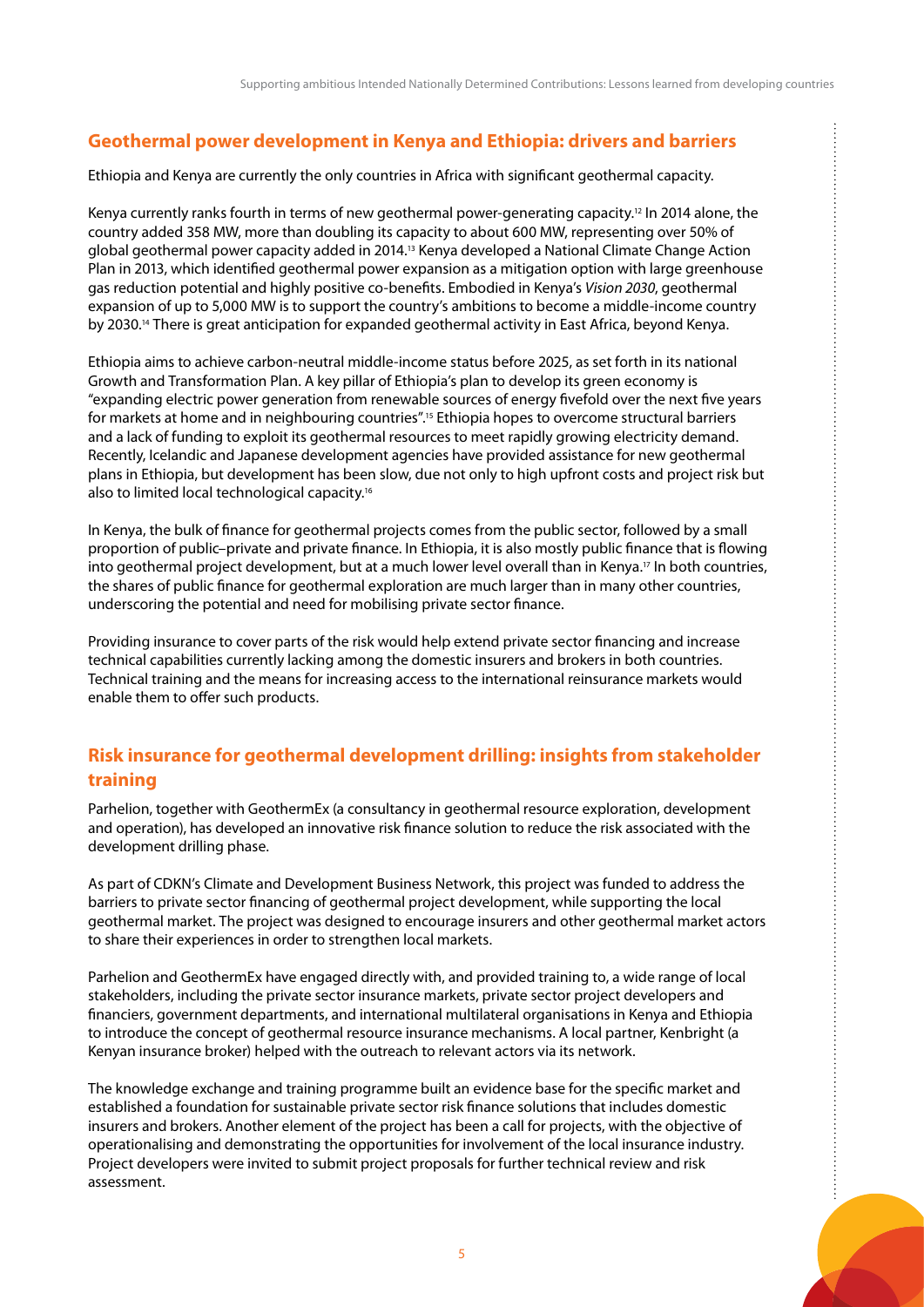## Geothermal power development in Kenya and Ethiopia: drivers and barriers

Ethiopia and Kenya are currently the only countries in Africa with significant geothermal capacity.

Kenya currently ranks fourth in terms of new geothermal power-generating capacity.[12] In 2014 alone, the country added 358 MW, more than doubling its capacity to about 600 MW, representing over 50% of global geothermal power capacity added in 2014.[13] Kenya developed a National Climate Change Action Plan in 2013, which identified geothermal power expansion as a mitigation option with large greenhouse gas reduction potential and highly positive co-benefits. Embodied in Kenya's *Vision 2030*, geothermal expansion of up to 5,000 MW is to support the country's ambitions to become a middle-income country by 2030.[14] There is great anticipation for expanded geothermal activity in East Africa, beyond Kenya.

Ethiopia aims to achieve carbon-neutral middle-income status before 2025, as set forth in its national Growth and Transformation Plan. A key pillar of Ethiopia's plan to develop its green economy is "expanding electric power generation from renewable sources of energy fivefold over the next five years for markets at home and in neighbouring countries".[15] Ethiopia hopes to overcome structural barriers and a lack of funding to exploit its geothermal resources to meet rapidly growing electricity demand. Recently, Icelandic and Japanese development agencies have provided assistance for new geothermal plans in Ethiopia, but development has been slow, due not only to high upfront costs and project risk but also to limited local technological capacity.[16]

In Kenya, the bulk of finance for geothermal projects comes from the public sector, followed by a small proportion of public–private and private finance. In Ethiopia, it is also mostly public finance that is flowing into geothermal project development, but at a much lower level overall than in Kenya.[17] In both countries, the shares of public finance for geothermal exploration are much larger than in many other countries, underscoring the potential and need for mobilising private sector finance.

Providing insurance to cover parts of the risk would help extend private sector financing and increase technical capabilities currently lacking among the domestic insurers and brokers in both countries. Technical training and the means for increasing access to the international reinsurance markets would enable them to offer such products.

## Risk insurance for geothermal development drilling: insights from stakeholder training

Parhelion, together with GeothermEx (a consultancy in geothermal resource exploration, development and operation), has developed an innovative risk finance solution to reduce the risk associated with the development drilling phase.

As part of CDKN's Climate and Development Business Network, this project was funded to address the barriers to private sector financing of geothermal project development, while supporting the local geothermal market. The project was designed to encourage insurers and other geothermal market actors to share their experiences in order to strengthen local markets.

Parhelion and GeothermEx have engaged directly with, and provided training to, a wide range of local stakeholders, including the private sector insurance markets, private sector project developers and financiers, government departments, and international multilateral organisations in Kenya and Ethiopia to introduce the concept of geothermal resource insurance mechanisms. A local partner, Kenbright (a Kenyan insurance broker) helped with the outreach to relevant actors via its network.

The knowledge exchange and training programme built an evidence base for the specific market and established a foundation for sustainable private sector risk finance solutions that includes domestic insurers and brokers. Another element of the project has been a call for projects, with the objective of operationalising and demonstrating the opportunities for involvement of the local insurance industry. Project developers were invited to submit project proposals for further technical review and risk assessment.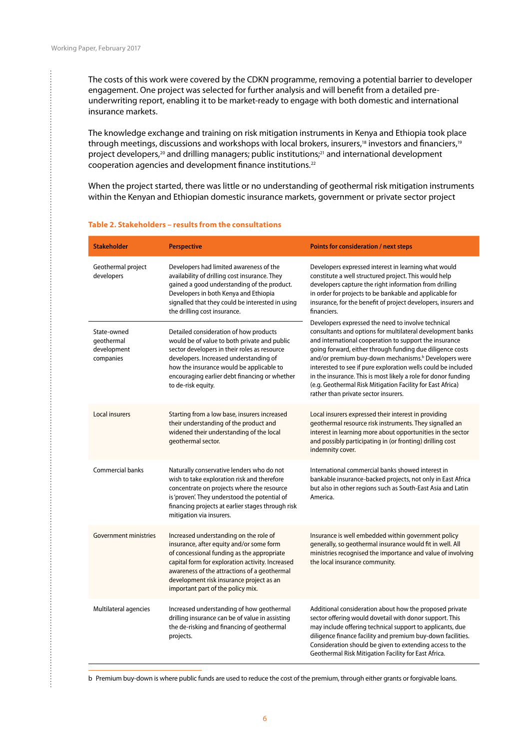The costs of this work were covered by the CDKN programme, removing a potential barrier to developer engagement. One project was selected for further analysis and will benefit from a detailed pre-underwriting report, enabling it to be market-ready to engage with both domestic and international insurance markets.

The knowledge exchange and training on risk mitigation instruments in Kenya and Ethiopia took place through meetings, discussions and workshops with local brokers, insurers,[18] investors and financiers,[19] project developers,[20] and drilling managers; public institutions;[21] and international development cooperation agencies and development finance institutions.[22]

When the project started, there was little or no understanding of geothermal risk mitigation instruments within the Kenyan and Ethiopian domestic insurance markets, government or private sector project

**Table 2. Stakeholders – results from the consultations**

| Stakeholder | Perspective | Points for consideration / next steps |
|---|---|---|
| Geothermal project developers | Developers had limited awareness of the availability of drilling cost insurance. They gained a good understanding of the product. Developers in both Kenya and Ethiopia signalled that they could be interested in using the drilling cost insurance. | Developers expressed interest in learning what would constitute a well structured project. This would help developers capture the right information from drilling in order for projects to be bankable and applicable for insurance, for the benefit of project developers, insurers and financiers.<br>Developers expressed the need to involve technical consultants and options for multilateral development banks and international cooperation to support the insurance going forward, either through funding due diligence costs and/or premium buy-down mechanisms.[b] Developers were interested to see if pure exploration wells could be included in the insurance. This is most likely a role for donor funding (e.g. Geothermal Risk Mitigation Facility for East Africa) rather than private sector insurers. |
| State-owned geothermal development companies | Detailed consideration of how products would be of value to both private and public sector developers in their roles as resource developers. Increased understanding of how the insurance would be applicable to encouraging earlier debt financing or whether to de-risk equity. | |
| Local insurers | Starting from a low base, insurers increased their understanding of the product and widened their understanding of the local geothermal sector. | Local insurers expressed their interest in providing geothermal resource risk instruments. They signalled an interest in learning more about opportunities in the sector and possibly participating in (or fronting) drilling cost indemnity cover. |
| Commercial banks | Naturally conservative lenders who do not wish to take exploration risk and therefore concentrate on projects where the resource is 'proven'. They understood the potential of financing projects at earlier stages through risk mitigation via insurers. | International commercial banks showed interest in bankable insurance-backed projects, not only in East Africa but also in other regions such as South-East Asia and Latin America. |
| Government ministries | Increased understanding on the role of insurance, after equity and/or some form of concessional funding as the appropriate capital form for exploration activity. Increased awareness of the attractions of a geothermal development risk insurance project as an important part of the policy mix. | Insurance is well embedded within government policy generally, so geothermal insurance would fit in well. All ministries recognised the importance and value of involving the local insurance community. |
| Multilateral agencies | Increased understanding of how geothermal drilling insurance can be of value in assisting the de-risking and financing of geothermal projects. | Additional consideration about how the proposed private sector offering would dovetail with donor support. This may include offering technical support to applicants, due diligence finance facility and premium buy-down facilities. Consideration should be given to extending access to the Geothermal Risk Mitigation Facility for East Africa. |

b Premium buy-down is where public funds are used to reduce the cost of the premium, through either grants or forgivable loans.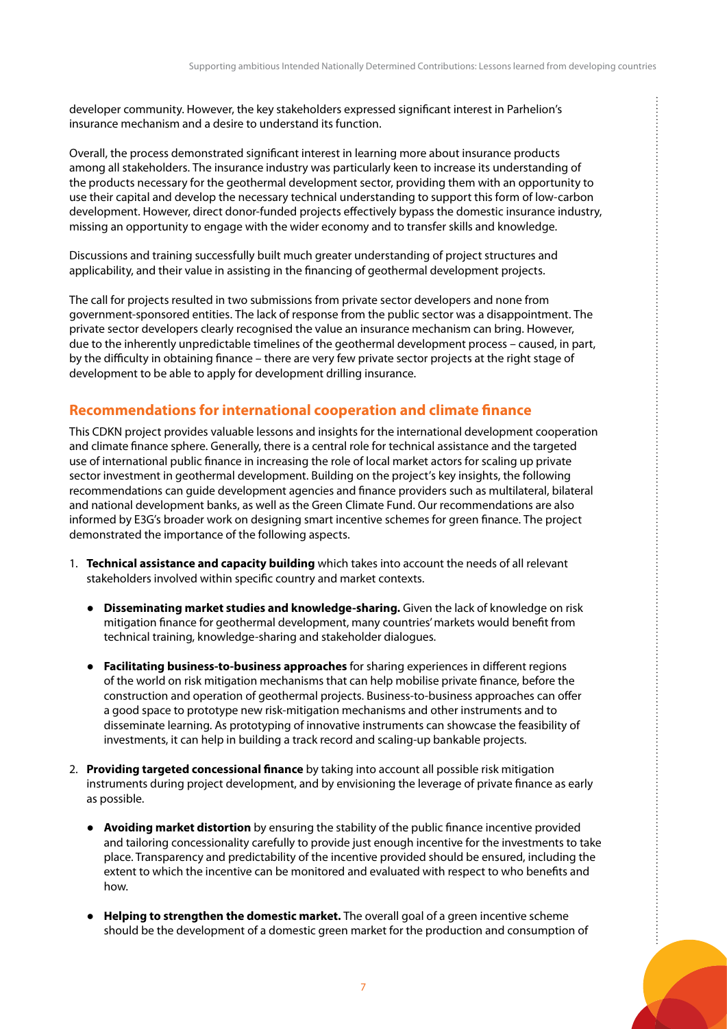developer community. However, the key stakeholders expressed significant interest in Parhelion's insurance mechanism and a desire to understand its function.

Overall, the process demonstrated significant interest in learning more about insurance products among all stakeholders. The insurance industry was particularly keen to increase its understanding of the products necessary for the geothermal development sector, providing them with an opportunity to use their capital and develop the necessary technical understanding to support this form of low-carbon development. However, direct donor-funded projects effectively bypass the domestic insurance industry, missing an opportunity to engage with the wider economy and to transfer skills and knowledge.

Discussions and training successfully built much greater understanding of project structures and applicability, and their value in assisting in the financing of geothermal development projects.

The call for projects resulted in two submissions from private sector developers and none from government-sponsored entities. The lack of response from the public sector was a disappointment. The private sector developers clearly recognised the value an insurance mechanism can bring. However, due to the inherently unpredictable timelines of the geothermal development process – caused, in part, by the difficulty in obtaining finance – there are very few private sector projects at the right stage of development to be able to apply for development drilling insurance.

## Recommendations for international cooperation and climate finance

This CDKN project provides valuable lessons and insights for the international development cooperation and climate finance sphere. Generally, there is a central role for technical assistance and the targeted use of international public finance in increasing the role of local market actors for scaling up private sector investment in geothermal development. Building on the project's key insights, the following recommendations can guide development agencies and finance providers such as multilateral, bilateral and national development banks, as well as the Green Climate Fund. Our recommendations are also informed by E3G's broader work on designing smart incentive schemes for green finance. The project demonstrated the importance of the following aspects.

1. **Technical assistance and capacity building** which takes into account the needs of all relevant stakeholders involved within specific country and market contexts.
   - **Disseminating market studies and knowledge-sharing.** Given the lack of knowledge on risk mitigation finance for geothermal development, many countries' markets would benefit from technical training, knowledge-sharing and stakeholder dialogues.
   - **Facilitating business-to-business approaches** for sharing experiences in different regions of the world on risk mitigation mechanisms that can help mobilise private finance, before the construction and operation of geothermal projects. Business-to-business approaches can offer a good space to prototype new risk-mitigation mechanisms and other instruments and to disseminate learning. As prototyping of innovative instruments can showcase the feasibility of investments, it can help in building a track record and scaling-up bankable projects.
2. **Providing targeted concessional finance** by taking into account all possible risk mitigation instruments during project development, and by envisioning the leverage of private finance as early as possible.
   - **Avoiding market distortion** by ensuring the stability of the public finance incentive provided and tailoring concessionality carefully to provide just enough incentive for the investments to take place. Transparency and predictability of the incentive provided should be ensured, including the extent to which the incentive can be monitored and evaluated with respect to who benefits and how.
   - **Helping to strengthen the domestic market.** The overall goal of a green incentive scheme should be the development of a domestic green market for the production and consumption of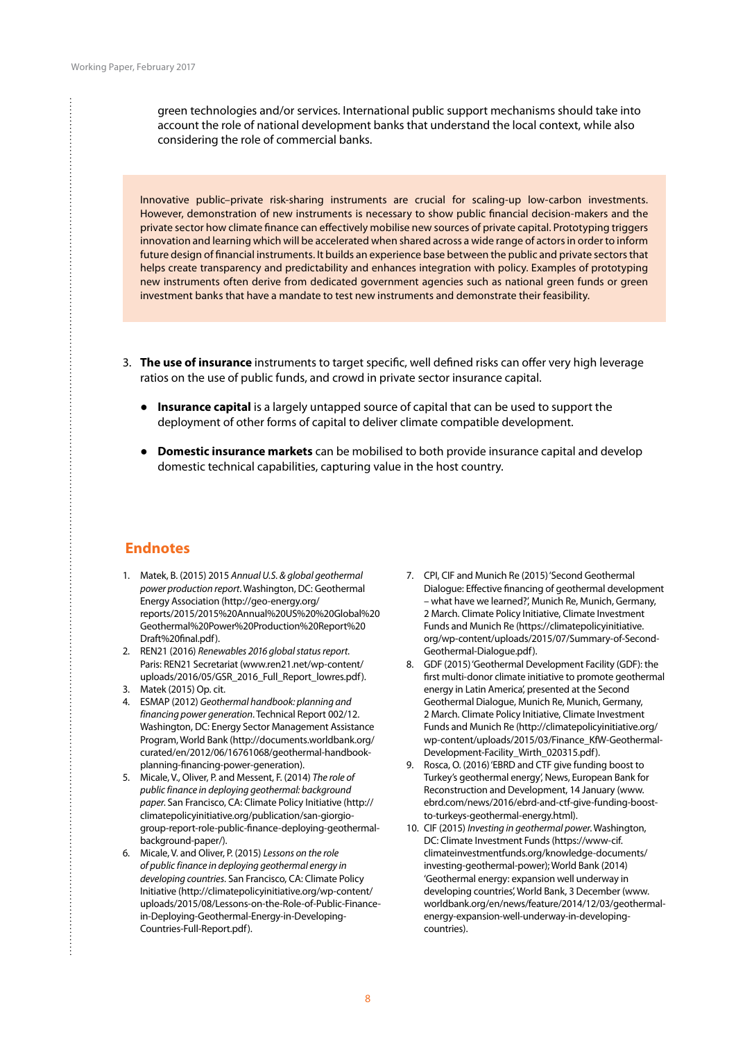green technologies and/or services. International public support mechanisms should take into account the role of national development banks that understand the local context, while also considering the role of commercial banks.

> Innovative public–private risk-sharing instruments are crucial for scaling-up low-carbon investments. However, demonstration of new instruments is necessary to show public financial decision-makers and the private sector how climate finance can effectively mobilise new sources of private capital. Prototyping triggers innovation and learning which will be accelerated when shared across a wide range of actors in order to inform future design of financial instruments. It builds an experience base between the public and private sectors that helps create transparency and predictability and enhances integration with policy. Examples of prototyping new instruments often derive from dedicated government agencies such as national green funds or green investment banks that have a mandate to test new instruments and demonstrate their feasibility.

3. **The use of insurance** instruments to target specific, well defined risks can offer very high leverage ratios on the use of public funds, and crowd in private sector insurance capital.
   - **Insurance capital** is a largely untapped source of capital that can be used to support the deployment of other forms of capital to deliver climate compatible development.
   - **Domestic insurance markets** can be mobilised to both provide insurance capital and develop domestic technical capabilities, capturing value in the host country.

## Endnotes

1. Matek, B. (2015) 2015 *Annual U.S. & global geothermal power production report*. Washington, DC: Geothermal Energy Association (http://geo-energy.org/reports/2015/2015%20Annual%20US%20%20Global%20Geothermal%20Power%20Production%20Report%20Draft%20final.pdf).
2. REN21 (2016) *Renewables 2016 global status report*. Paris: REN21 Secretariat (www.ren21.net/wp-content/uploads/2016/05/GSR_2016_Full_Report_lowres.pdf).
3. Matek (2015) Op. cit.
4. ESMAP (2012) *Geothermal handbook: planning and financing power generation*. Technical Report 002/12. Washington, DC: Energy Sector Management Assistance Program, World Bank (http://documents.worldbank.org/curated/en/2012/06/16761068/geothermal-handbook-planning-financing-power-generation).
5. Micale, V., Oliver, P. and Messent, F. (2014) *The role of public finance in deploying geothermal: background paper*. San Francisco, CA: Climate Policy Initiative (http://climatepolicyinitiative.org/publication/san-giorgio-group-report-role-public-finance-deploying-geothermal-background-paper/).
6. Micale, V. and Oliver, P. (2015) *Lessons on the role of public finance in deploying geothermal energy in developing countries*. San Francisco, CA: Climate Policy Initiative (http://climatepolicyinitiative.org/wp-content/uploads/2015/08/Lessons-on-the-Role-of-Public-Finance-in-Deploying-Geothermal-Energy-in-Developing-Countries-Full-Report.pdf).
7. CPI, CIF and Munich Re (2015) 'Second Geothermal Dialogue: Effective financing of geothermal development – what have we learned?', Munich Re, Munich, Germany, 2 March. Climate Policy Initiative, Climate Investment Funds and Munich Re (https://climatepolicyinitiative.org/wp-content/uploads/2015/07/Summary-of-Second-Geothermal-Dialogue.pdf).
8. GDF (2015) 'Geothermal Development Facility (GDF): the first multi-donor climate initiative to promote geothermal energy in Latin America', presented at the Second Geothermal Dialogue, Munich Re, Munich, Germany, 2 March. Climate Policy Initiative, Climate Investment Funds and Munich Re (http://climatepolicyinitiative.org/wp-content/uploads/2015/03/Finance_KfW-Geothermal-Development-Facility_Wirth_020315.pdf).
9. Rosca, O. (2016) 'EBRD and CTF give funding boost to Turkey's geothermal energy', News, European Bank for Reconstruction and Development, 14 January (www.ebrd.com/news/2016/ebrd-and-ctf-give-funding-boost-to-turkeys-geothermal-energy.html).
10. CIF (2015) *Investing in geothermal power*. Washington, DC: Climate Investment Funds (https://www-cif.climateinvestmentfunds.org/knowledge-documents/investing-geothermal-power); World Bank (2014) 'Geothermal energy: expansion well underway in developing countries', World Bank, 3 December (www.worldbank.org/en/news/feature/2014/12/03/geothermal-energy-expansion-well-underway-in-developing-countries).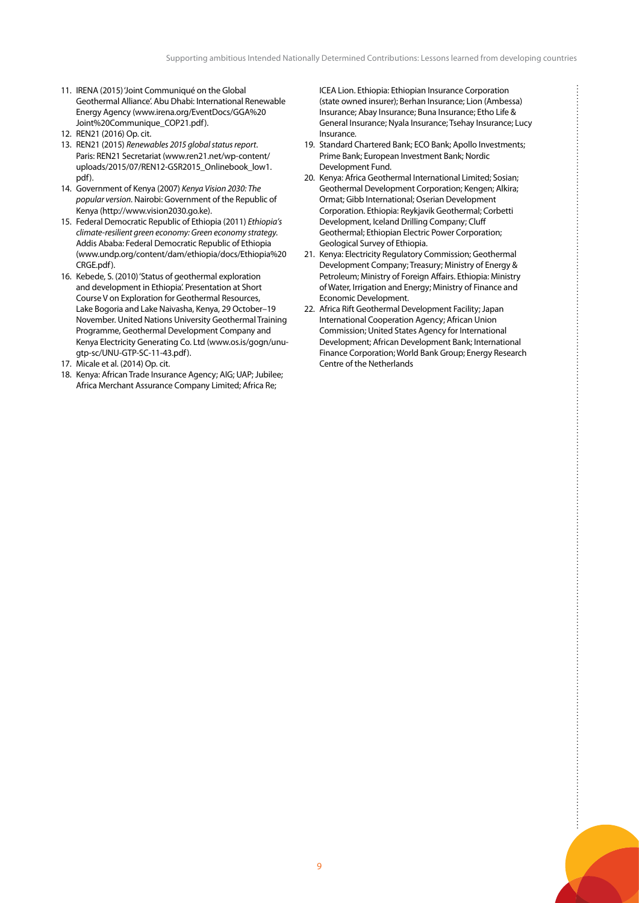11. IRENA (2015) 'Joint Communiqué on the Global Geothermal Alliance'. Abu Dhabi: International Renewable Energy Agency (www.irena.org/EventDocs/GGA%20 Joint%20Communique_COP21.pdf).
12. REN21 (2016) Op. cit.
13. REN21 (2015) *Renewables 2015 global status report*. Paris: REN21 Secretariat (www.ren21.net/wp-content/uploads/2015/07/REN12-GSR2015_Onlinebook_low1.pdf).
14. Government of Kenya (2007) *Kenya Vision 2030: The popular version*. Nairobi: Government of the Republic of Kenya (http://www.vision2030.go.ke).
15. Federal Democratic Republic of Ethiopia (2011) *Ethiopia's climate-resilient green economy: Green economy strategy*. Addis Ababa: Federal Democratic Republic of Ethiopia (www.undp.org/content/dam/ethiopia/docs/Ethiopia%20 CRGE.pdf).
16. Kebede, S. (2010) 'Status of geothermal exploration and development in Ethiopia'. Presentation at Short Course V on Exploration for Geothermal Resources, Lake Bogoria and Lake Naivasha, Kenya, 29 October–19 November. United Nations University Geothermal Training Programme, Geothermal Development Company and Kenya Electricity Generating Co. Ltd (www.os.is/gogn/unu-gtp-sc/UNU-GTP-SC-11-43.pdf).
17. Micale et al. (2014) Op. cit.
18. Kenya: African Trade Insurance Agency; AIG; UAP; Jubilee; Africa Merchant Assurance Company Limited; Africa Re; ICEA Lion. Ethiopia: Ethiopian Insurance Corporation (state owned insurer); Berhan Insurance; Lion (Ambessa) Insurance; Abay Insurance; Buna Insurance; Etho Life & General Insurance; Nyala Insurance; Tsehay Insurance; Lucy Insurance.
19. Standard Chartered Bank; ECO Bank; Apollo Investments; Prime Bank; European Investment Bank; Nordic Development Fund.
20. Kenya: Africa Geothermal International Limited; Sosian; Geothermal Development Corporation; Kengen; Alkira; Ormat; Gibb International; Oserian Development Corporation. Ethiopia: Reykjavik Geothermal; Corbetti Development, Iceland Drilling Company; Cluff Geothermal; Ethiopian Electric Power Corporation; Geological Survey of Ethiopia.
21. Kenya: Electricity Regulatory Commission; Geothermal Development Company; Treasury; Ministry of Energy & Petroleum; Ministry of Foreign Affairs. Ethiopia: Ministry of Water, Irrigation and Energy; Ministry of Finance and Economic Development.
22. Africa Rift Geothermal Development Facility; Japan International Cooperation Agency; African Union Commission; United States Agency for International Development; African Development Bank; International Finance Corporation; World Bank Group; Energy Research Centre of the Netherlands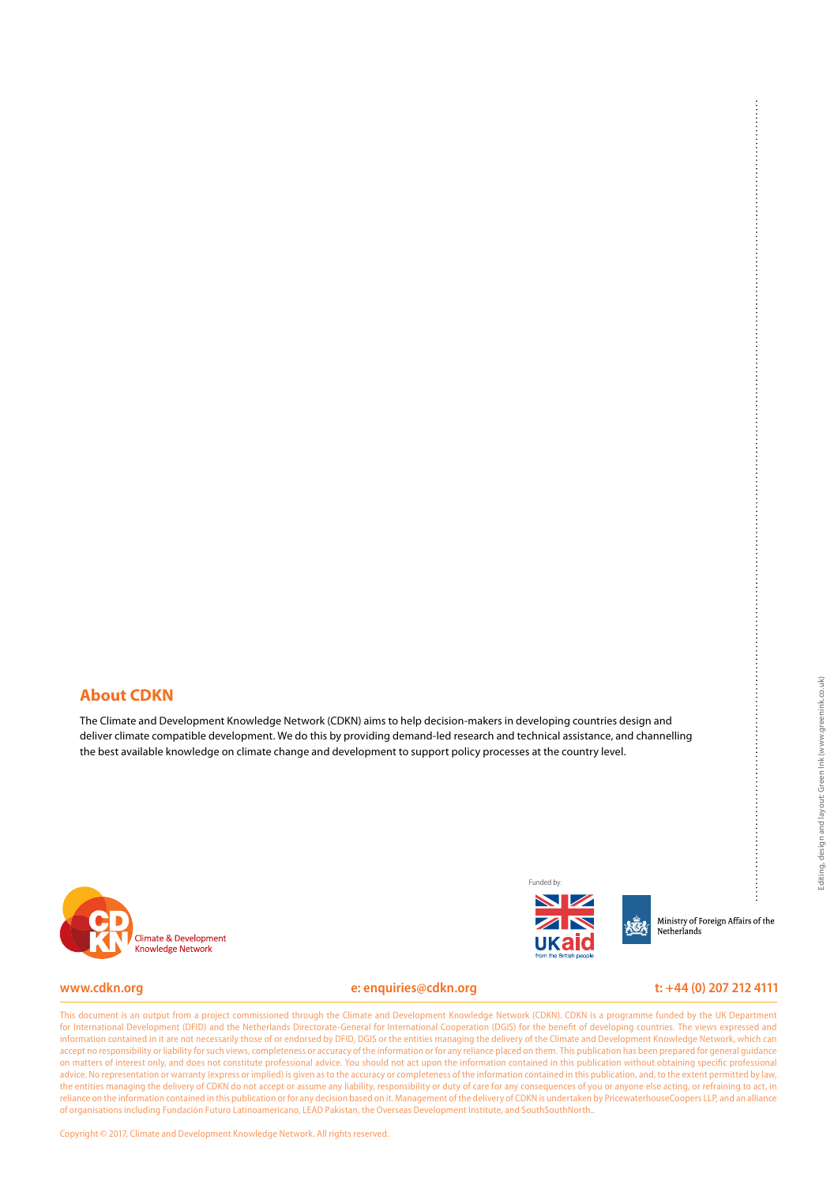## About CDKN

The Climate and Development Knowledge Network (CDKN) aims to help decision-makers in developing countries design and deliver climate compatible development. We do this by providing demand-led research and technical assistance, and channelling the best available knowledge on climate change and development to support policy processes at the country level.

Climate & Development Knowledge Network

Funded by:

Ministry of Foreign Affairs of the Netherlands

**www.cdkn.org** **e: enquiries@cdkn.org** **t: +44 (0) 207 212 4111**

This document is an output from a project commissioned through the Climate and Development Knowledge Network (CDKN). CDKN is a programme funded by the UK Department for International Development (DFID) and the Netherlands Directorate-General for International Cooperation (DGIS) for the benefit of developing countries. The views expressed and information contained in it are not necessarily those of or endorsed by DFID, DGIS or the entities managing the delivery of the Climate and Development Knowledge Network, which can accept no responsibility or liability for such views, completeness or accuracy of the information or for any reliance placed on them. This publication has been prepared for general guidance on matters of interest only, and does not constitute professional advice. You should not act upon the information contained in this publication without obtaining specific professional advice. No representation or warranty (express or implied) is given as to the accuracy or completeness of the information contained in this publication, and, to the extent permitted by law, the entities managing the delivery of CDKN do not accept or assume any liability, responsibility or duty of care for any consequences of you or anyone else acting, or refraining to act, in reliance on the information contained in this publication or for any decision based on it. Management of the delivery of CDKN is undertaken by PricewaterhouseCoopers LLP, and an alliance of organisations including Fundación Futuro Latinoamericano, LEAD Pakistan, the Overseas Development Institute, and SouthSouthNorth..

Copyright © 2017, Climate and Development Knowledge Network. All rights reserved.

Editing, design and layout: Green Ink (www.greenink.co.uk)